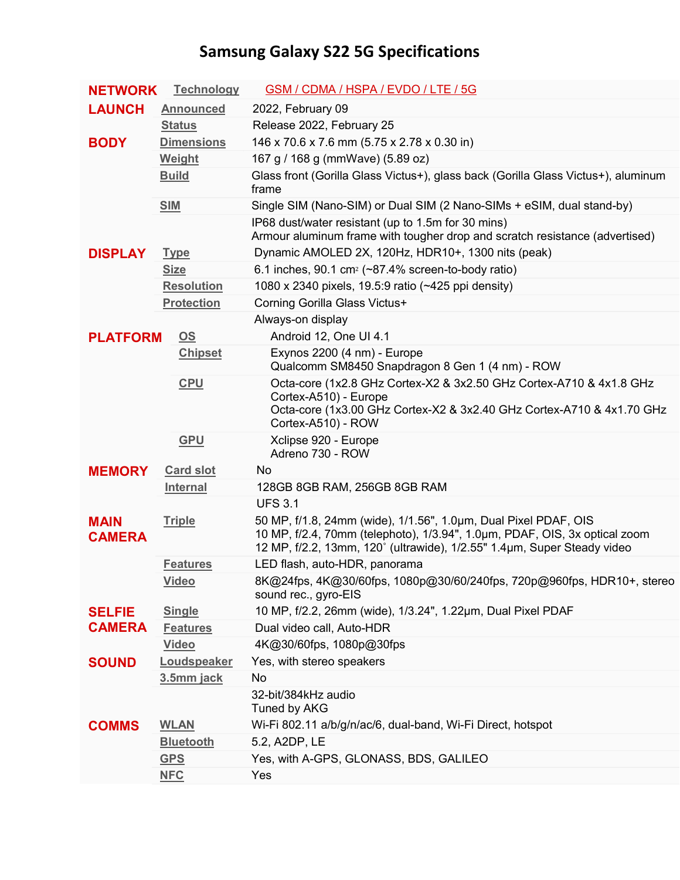# Samsung Galaxy S22 5G Specifications

| | | |
|---|---|---|
| **NETWORK** | Technology | GSM / CDMA / HSPA / EVDO / LTE / 5G |
| **LAUNCH** | Announced | 2022, February 09 |
| | Status | Release 2022, February 25 |
| **BODY** | Dimensions | 146 x 70.6 x 7.6 mm (5.75 x 2.78 x 0.30 in) |
| | Weight | 167 g / 168 g (mmWave) (5.89 oz) |
| | Build | Glass front (Gorilla Glass Victus+), glass back (Gorilla Glass Victus+), aluminum frame |
| | SIM | Single SIM (Nano-SIM) or Dual SIM (2 Nano-SIMs + eSIM, dual stand-by) |
| | | IP68 dust/water resistant (up to 1.5m for 30 mins)<br>Armour aluminum frame with tougher drop and scratch resistance (advertised) |
| **DISPLAY** | Type | Dynamic AMOLED 2X, 120Hz, HDR10+, 1300 nits (peak) |
| | Size | 6.1 inches, 90.1 $cm^2$ (~87.4% screen-to-body ratio) |
| | Resolution | 1080 x 2340 pixels, 19.5:9 ratio (~425 ppi density) |
| | Protection | Corning Gorilla Glass Victus+ |
| | | Always-on display |
| **PLATFORM** | OS | Android 12, One UI 4.1 |
| | Chipset | Exynos 2200 (4 nm) - Europe<br>Qualcomm SM8450 Snapdragon 8 Gen 1 (4 nm) - ROW |
| | CPU | Octa-core (1x2.8 GHz Cortex-X2 & 3x2.50 GHz Cortex-A710 & 4x1.8 GHz Cortex-A510) - Europe<br>Octa-core (1x3.00 GHz Cortex-X2 & 3x2.40 GHz Cortex-A710 & 4x1.70 GHz Cortex-A510) - ROW |
| | GPU | Xclipse 920 - Europe<br>Adreno 730 - ROW |
| **MEMORY** | Card slot | No |
| | Internal | 128GB 8GB RAM, 256GB 8GB RAM |
| | | UFS 3.1 |
| **MAIN CAMERA** | Triple | 50 MP, f/1.8, 24mm (wide), 1/1.56", 1.0µm, Dual Pixel PDAF, OIS<br>10 MP, f/2.4, 70mm (telephoto), 1/3.94", 1.0µm, PDAF, OIS, 3x optical zoom<br>12 MP, f/2.2, 13mm, 120˚ (ultrawide), 1/2.55" 1.4µm, Super Steady video |
| | Features | LED flash, auto-HDR, panorama |
| | Video | 8K@24fps, 4K@30/60fps, 1080p@30/60/240fps, 720p@960fps, HDR10+, stereo sound rec., gyro-EIS |
| **SELFIE CAMERA** | Single | 10 MP, f/2.2, 26mm (wide), 1/3.24", 1.22µm, Dual Pixel PDAF |
| | Features | Dual video call, Auto-HDR |
| | Video | 4K@30/60fps, 1080p@30fps |
| **SOUND** | Loudspeaker | Yes, with stereo speakers |
| | 3.5mm jack | No |
| | | 32-bit/384kHz audio<br>Tuned by AKG |
| **COMMS** | WLAN | Wi-Fi 802.11 a/b/g/n/ac/6, dual-band, Wi-Fi Direct, hotspot |
| | Bluetooth | 5.2, A2DP, LE |
| | GPS | Yes, with A-GPS, GLONASS, BDS, GALILEO |
| | NFC | Yes |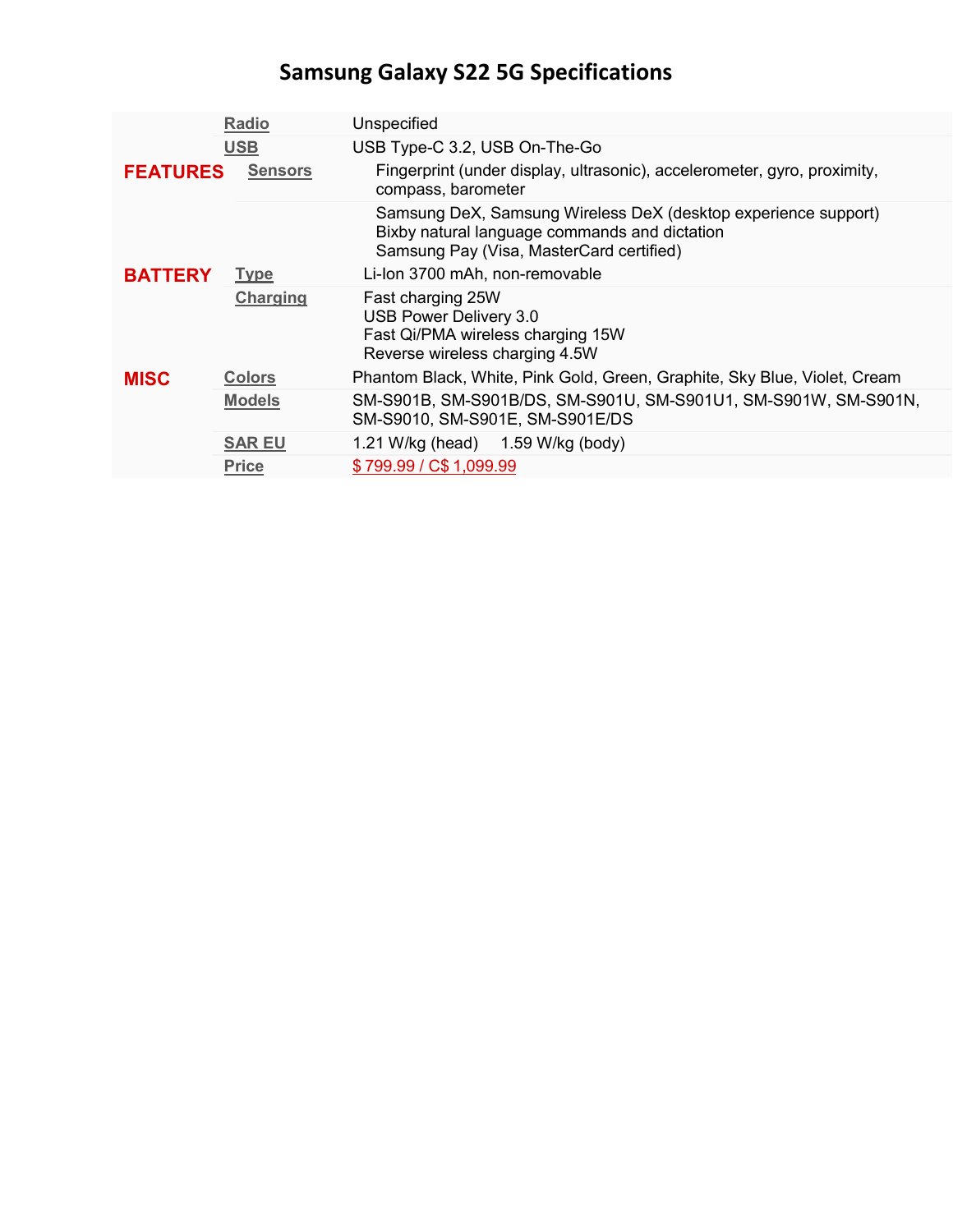# Samsung Galaxy S22 5G Specifications

| | | |
|---|---|---|
| **FEATURES** | Radio | Unspecified |
| | USB | USB Type-C 3.2, USB On-The-Go |
| | Sensors | Fingerprint (under display, ultrasonic), accelerometer, gyro, proximity, compass, barometer |
| | | Samsung DeX, Samsung Wireless DeX (desktop experience support)<br>Bixby natural language commands and dictation<br>Samsung Pay (Visa, MasterCard certified) |
| **BATTERY** | Type | Li-Ion 3700 mAh, non-removable |
| | Charging | Fast charging 25W<br>USB Power Delivery 3.0<br>Fast Qi/PMA wireless charging 15W<br>Reverse wireless charging 4.5W |
| **MISC** | Colors | Phantom Black, White, Pink Gold, Green, Graphite, Sky Blue, Violet, Cream |
| | Models | SM-S901B, SM-S901B/DS, SM-S901U, SM-S901U1, SM-S901W, SM-S901N, SM-S9010, SM-S901E, SM-S901E/DS |
| | SAR EU | 1.21 W/kg (head) 1.59 W/kg (body) |
| | Price | $ 799.99 / C$ 1,099.99 |